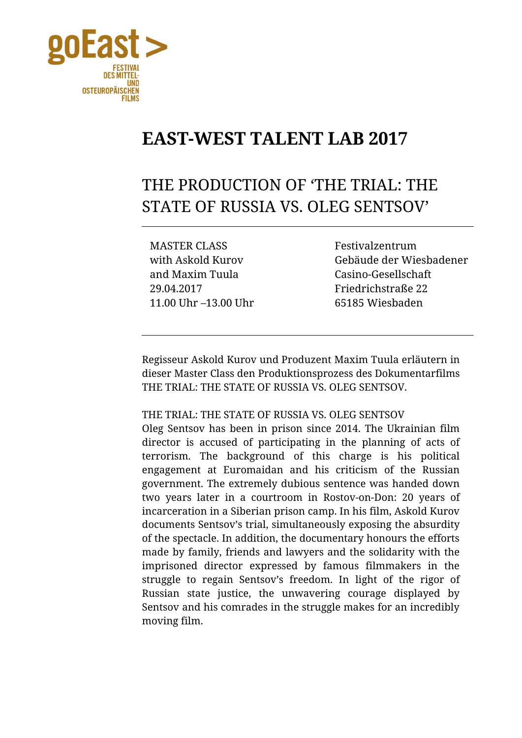goEast >

FESTIVAL
DES MITTEL-
UND
OSTEUROPÄISCHEN
FILMS

# EAST-WEST TALENT LAB 2017

## THE PRODUCTION OF 'THE TRIAL: THE STATE OF RUSSIA VS. OLEG SENTSOV'

MASTER CLASS
with Askold Kurov
and Maxim Tuula
29.04.2017
11.00 Uhr –13.00 Uhr

Festivalzentrum
Gebäude der Wiesbadener
Casino-Gesellschaft
Friedrichstraße 22
65185 Wiesbaden

Regisseur Askold Kurov und Produzent Maxim Tuula erläutern in dieser Master Class den Produktionsprozess des Dokumentarfilms THE TRIAL: THE STATE OF RUSSIA VS. OLEG SENTSOV.

THE TRIAL: THE STATE OF RUSSIA VS. OLEG SENTSOV
Oleg Sentsov has been in prison since 2014. The Ukrainian film director is accused of participating in the planning of acts of terrorism. The background of this charge is his political engagement at Euromaidan and his criticism of the Russian government. The extremely dubious sentence was handed down two years later in a courtroom in Rostov-on-Don: 20 years of incarceration in a Siberian prison camp. In his film, Askold Kurov documents Sentsov's trial, simultaneously exposing the absurdity of the spectacle. In addition, the documentary honours the efforts made by family, friends and lawyers and the solidarity with the imprisoned director expressed by famous filmmakers in the struggle to regain Sentsov's freedom. In light of the rigor of Russian state justice, the unwavering courage displayed by Sentsov and his comrades in the struggle makes for an incredibly moving film.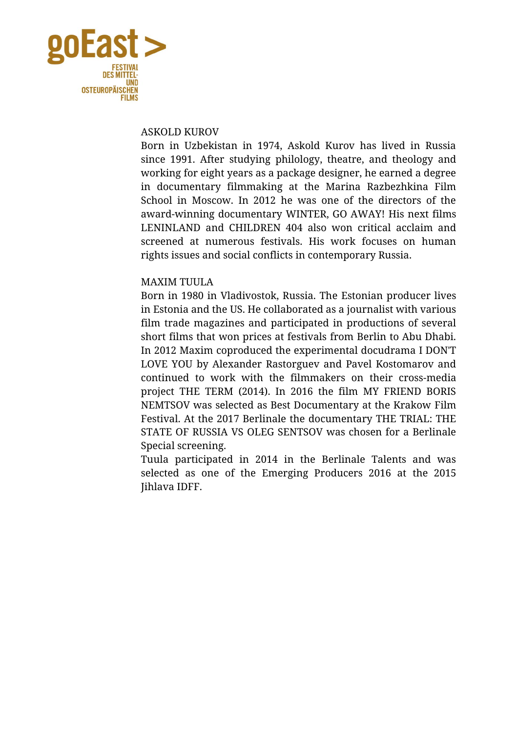ASKOLD KUROV

Born in Uzbekistan in 1974, Askold Kurov has lived in Russia since 1991. After studying philology, theatre, and theology and working for eight years as a package designer, he earned a degree in documentary filmmaking at the Marina Razbezhkina Film School in Moscow. In 2012 he was one of the directors of the award-winning documentary WINTER, GO AWAY! His next films LENINLAND and CHILDREN 404 also won critical acclaim and screened at numerous festivals. His work focuses on human rights issues and social conflicts in contemporary Russia.

MAXIM TUULA

Born in 1980 in Vladivostok, Russia. The Estonian producer lives in Estonia and the US. He collaborated as a journalist with various film trade magazines and participated in productions of several short films that won prices at festivals from Berlin to Abu Dhabi. In 2012 Maxim coproduced the experimental docudrama I DON'T LOVE YOU by Alexander Rastorguev and Pavel Kostomarov and continued to work with the filmmakers on their cross-media project THE TERM (2014). In 2016 the film MY FRIEND BORIS NEMTSOV was selected as Best Documentary at the Krakow Film Festival. At the 2017 Berlinale the documentary THE TRIAL: THE STATE OF RUSSIA VS OLEG SENTSOV was chosen for a Berlinale Special screening.

Tuula participated in 2014 in the Berlinale Talents and was selected as one of the Emerging Producers 2016 at the 2015 Jihlava IDFF.